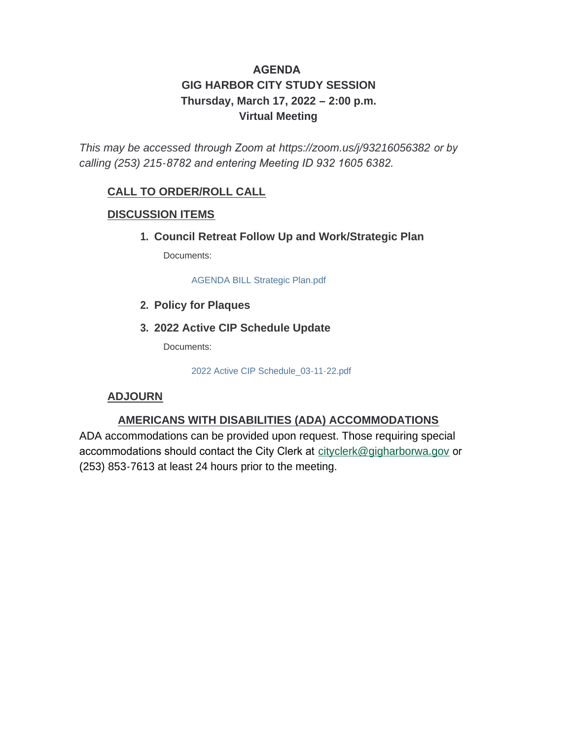# AGENDA
## GIG HARBOR CITY STUDY SESSION
## Thursday, March 17, 2022 – 2:00 p.m.
## Virtual Meeting

*This may be accessed through Zoom at https://zoom.us/j/93216056382 or by calling (253) 215-8782 and entering Meeting ID 932 1605 6382.*

**CALL TO ORDER/ROLL CALL**

**DISCUSSION ITEMS**

1. **Council Retreat Follow Up and Work/Strategic Plan**

   Documents:

   AGENDA BILL Strategic Plan.pdf

2. **Policy for Plaques**

3. **2022 Active CIP Schedule Update**

   Documents:

   2022 Active CIP Schedule_03-11-22.pdf

**ADJOURN**

**AMERICANS WITH DISABILITIES (ADA) ACCOMMODATIONS**

ADA accommodations can be provided upon request. Those requiring special accommodations should contact the City Clerk at cityclerk@gigharborwa.gov or (253) 853-7613 at least 24 hours prior to the meeting.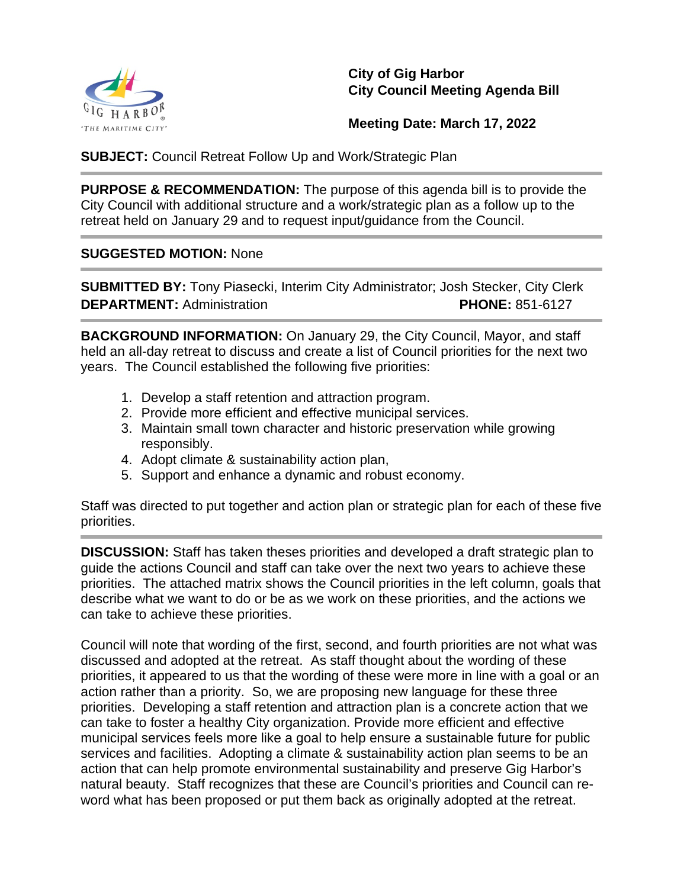**City of Gig Harbor**
**City Council Meeting Agenda Bill**

**Meeting Date: March 17, 2022**

**SUBJECT:** Council Retreat Follow Up and Work/Strategic Plan

---

**PURPOSE & RECOMMENDATION:** The purpose of this agenda bill is to provide the City Council with additional structure and a work/strategic plan as a follow up to the retreat held on January 29 and to request input/guidance from the Council.

---

**SUGGESTED MOTION:** None

---

**SUBMITTED BY:** Tony Piasecki, Interim City Administrator; Josh Stecker, City Clerk
**DEPARTMENT:** Administration **PHONE:** 851-6127

---

**BACKGROUND INFORMATION:** On January 29, the City Council, Mayor, and staff held an all-day retreat to discuss and create a list of Council priorities for the next two years. The Council established the following five priorities:

1. Develop a staff retention and attraction program.
2. Provide more efficient and effective municipal services.
3. Maintain small town character and historic preservation while growing responsibly.
4. Adopt climate & sustainability action plan,
5. Support and enhance a dynamic and robust economy.

Staff was directed to put together and action plan or strategic plan for each of these five priorities.

---

**DISCUSSION:** Staff has taken theses priorities and developed a draft strategic plan to guide the actions Council and staff can take over the next two years to achieve these priorities. The attached matrix shows the Council priorities in the left column, goals that describe what we want to do or be as we work on these priorities, and the actions we can take to achieve these priorities.

Council will note that wording of the first, second, and fourth priorities are not what was discussed and adopted at the retreat. As staff thought about the wording of these priorities, it appeared to us that the wording of these were more in line with a goal or an action rather than a priority. So, we are proposing new language for these three priorities. Developing a staff retention and attraction plan is a concrete action that we can take to foster a healthy City organization. Provide more efficient and effective municipal services feels more like a goal to help ensure a sustainable future for public services and facilities. Adopting a climate & sustainability action plan seems to be an action that can help promote environmental sustainability and preserve Gig Harbor's natural beauty. Staff recognizes that these are Council's priorities and Council can re-word what has been proposed or put them back as originally adopted at the retreat.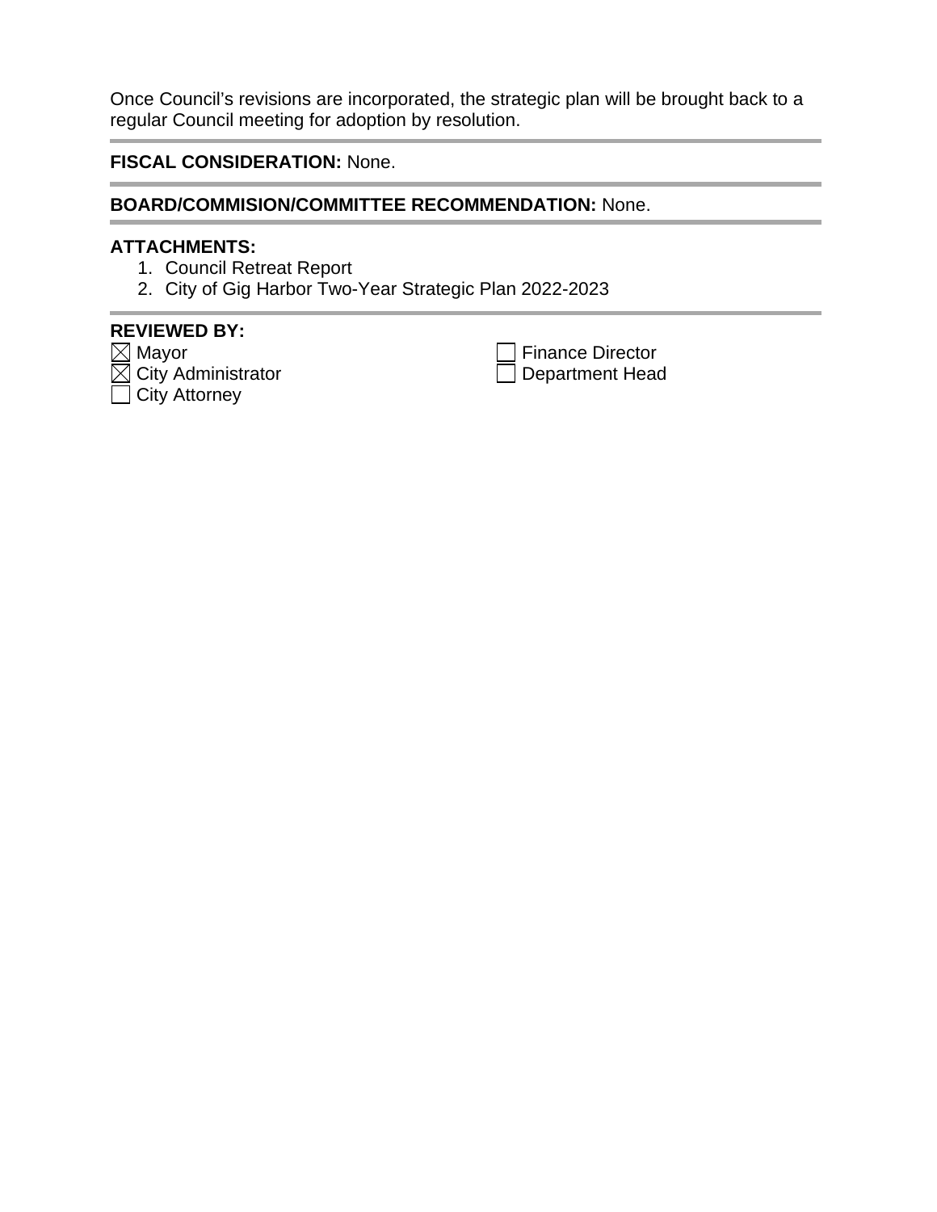Once Council's revisions are incorporated, the strategic plan will be brought back to a regular Council meeting for adoption by resolution.

---

**FISCAL CONSIDERATION:** None.

---

**BOARD/COMMISION/COMMITTEE RECOMMENDATION:** None.

---

**ATTACHMENTS:**

1. Council Retreat Report
2. City of Gig Harbor Two-Year Strategic Plan 2022-2023

---

**REVIEWED BY:**

- ☒ Mayor
- ☒ City Administrator
- ☐ City Attorney
- ☐ Finance Director
- ☐ Department Head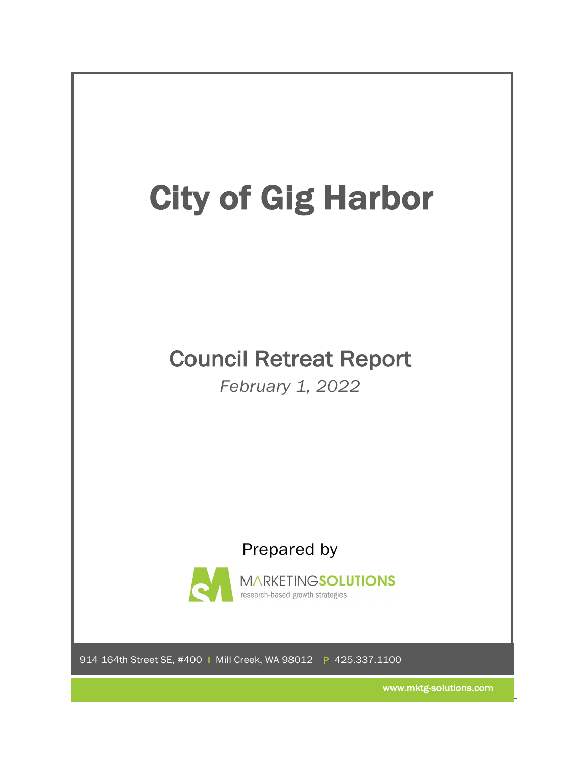# City of Gig Harbor

## Council Retreat Report

*February 1, 2022*

Prepared by

MARKETINGSOLUTIONS
research-based growth strategies

914 164th Street SE, #400 | Mill Creek, WA 98012 P 425.337.1100

www.mktg-solutions.com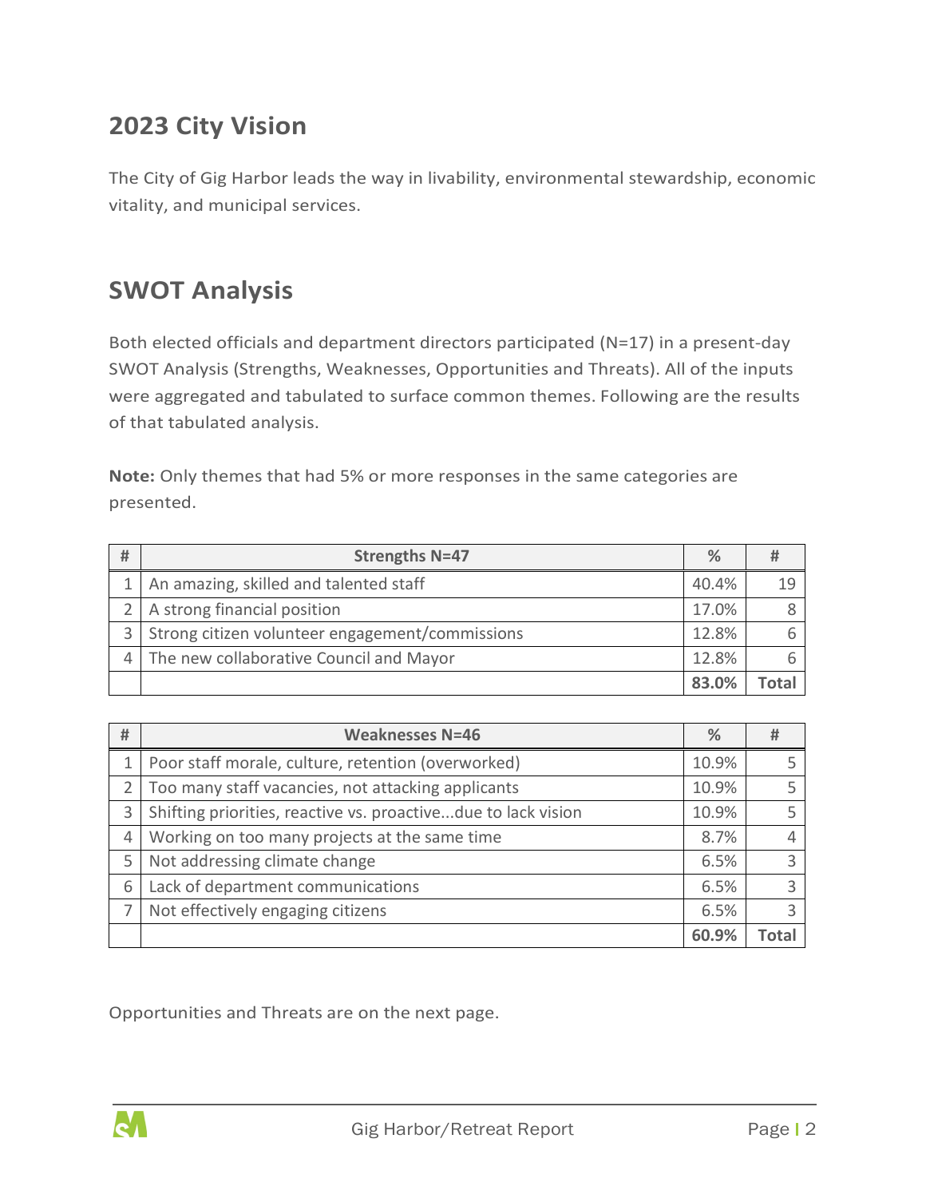## 2023 City Vision

The City of Gig Harbor leads the way in livability, environmental stewardship, economic vitality, and municipal services.

## SWOT Analysis

Both elected officials and department directors participated (N=17) in a present-day SWOT Analysis (Strengths, Weaknesses, Opportunities and Threats). All of the inputs were aggregated and tabulated to surface common themes. Following are the results of that tabulated analysis.

**Note:** Only themes that had 5% or more responses in the same categories are presented.

| # | Strengths N=47 | % | # |
|---|---|---|---|
| 1 | An amazing, skilled and talented staff | 40.4% | 19 |
| 2 | A strong financial position | 17.0% | 8 |
| 3 | Strong citizen volunteer engagement/commissions | 12.8% | 6 |
| 4 | The new collaborative Council and Mayor | 12.8% | 6 |
| | | **83.0%** | **Total** |

| # | Weaknesses N=46 | % | # |
|---|---|---|---|
| 1 | Poor staff morale, culture, retention (overworked) | 10.9% | 5 |
| 2 | Too many staff vacancies, not attacking applicants | 10.9% | 5 |
| 3 | Shifting priorities, reactive vs. proactive...due to lack vision | 10.9% | 5 |
| 4 | Working on too many projects at the same time | 8.7% | 4 |
| 5 | Not addressing climate change | 6.5% | 3 |
| 6 | Lack of department communications | 6.5% | 3 |
| 7 | Not effectively engaging citizens | 6.5% | 3 |
| | | **60.9%** | **Total** |

Opportunities and Threats are on the next page.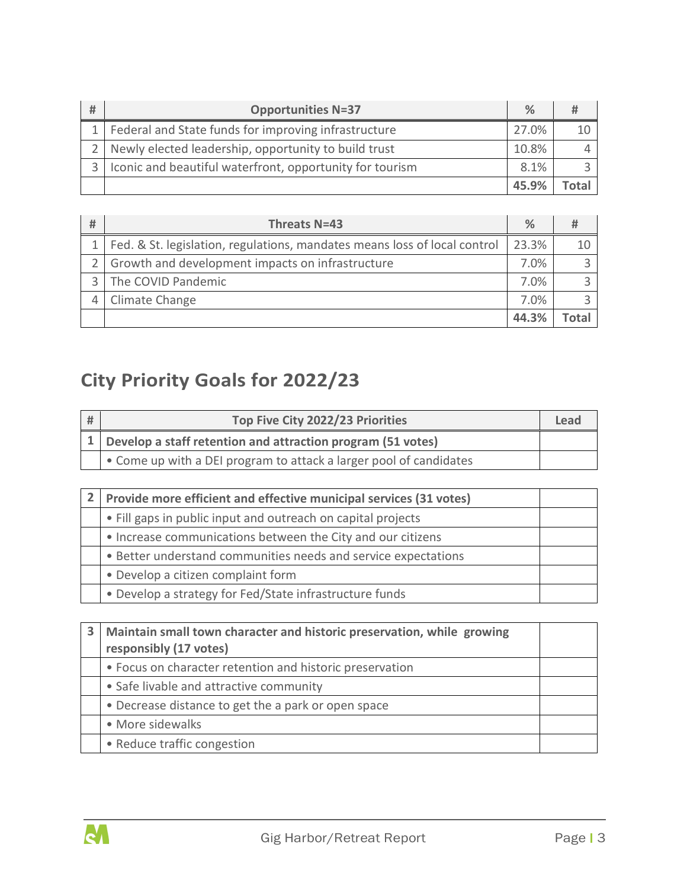| # | Opportunities N=37 | % | # |
|---|---|---|---|
| 1 | Federal and State funds for improving infrastructure | 27.0% | 10 |
| 2 | Newly elected leadership, opportunity to build trust | 10.8% | 4 |
| 3 | Iconic and beautiful waterfront, opportunity for tourism | 8.1% | 3 |
| | | **45.9%** | **Total** |

| # | Threats N=43 | % | # |
|---|---|---|---|
| 1 | Fed. & St. legislation, regulations, mandates means loss of local control | 23.3% | 10 |
| 2 | Growth and development impacts on infrastructure | 7.0% | 3 |
| 3 | The COVID Pandemic | 7.0% | 3 |
| 4 | Climate Change | 7.0% | 3 |
| | | **44.3%** | **Total** |

## City Priority Goals for 2022/23

| # | Top Five City 2022/23 Priorities | Lead |
|---|---|---|
| **1** | **Develop a staff retention and attraction program (51 votes)** | |
| | • Come up with a DEI program to attack a larger pool of candidates | |

| | | |
|---|---|---|
| **2** | **Provide more efficient and effective municipal services (31 votes)** | |
| | • Fill gaps in public input and outreach on capital projects | |
| | • Increase communications between the City and our citizens | |
| | • Better understand communities needs and service expectations | |
| | • Develop a citizen complaint form | |
| | • Develop a strategy for Fed/State infrastructure funds | |

| | | |
|---|---|---|
| **3** | **Maintain small town character and historic preservation, while growing responsibly (17 votes)** | |
| | • Focus on character retention and historic preservation | |
| | • Safe livable and attractive community | |
| | • Decrease distance to get the a park or open space | |
| | • More sidewalks | |
| | • Reduce traffic congestion | |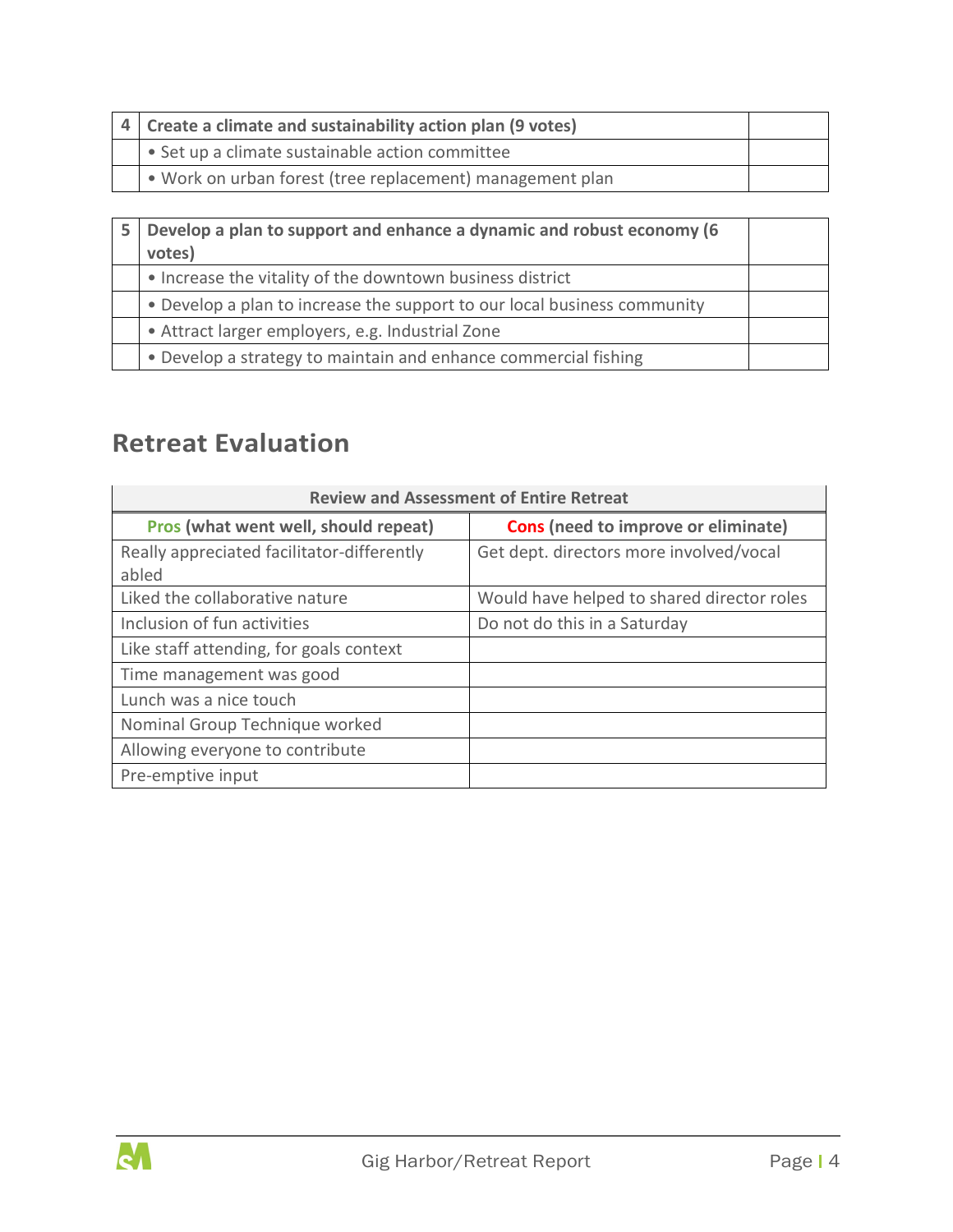| 4 | **Create a climate and sustainability action plan (9 votes)** | |
|---|---|---|
| | • Set up a climate sustainable action committee | |
| | • Work on urban forest (tree replacement) management plan | |

| 5 | **Develop a plan to support and enhance a dynamic and robust economy (6 votes)** | |
|---|---|---|
| | • Increase the vitality of the downtown business district | |
| | • Develop a plan to increase the support to our local business community | |
| | • Attract larger employers, e.g. Industrial Zone | |
| | • Develop a strategy to maintain and enhance commercial fishing | |

## Retreat Evaluation

| **Review and Assessment of Entire Retreat** | |
|---|---|
| **Pros (what went well, should repeat)** | **Cons (need to improve or eliminate)** |
| Really appreciated facilitator-differently abled | Get dept. directors more involved/vocal |
| Liked the collaborative nature | Would have helped to shared director roles |
| Inclusion of fun activities | Do not do this in a Saturday |
| Like staff attending, for goals context | |
| Time management was good | |
| Lunch was a nice touch | |
| Nominal Group Technique worked | |
| Allowing everyone to contribute | |
| Pre-emptive input | |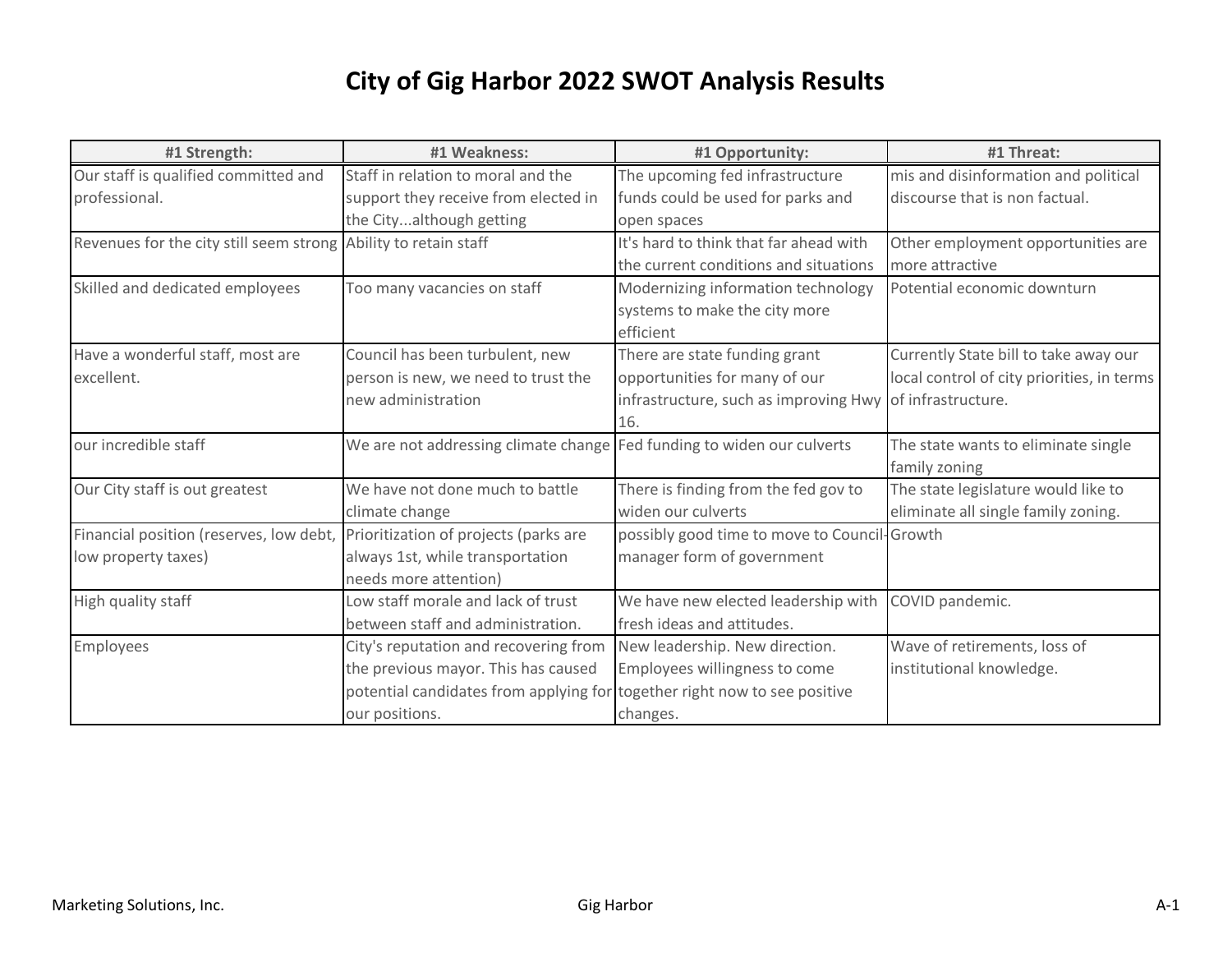# City of Gig Harbor 2022 SWOT Analysis Results

| #1 Strength: | #1 Weakness: | #1 Opportunity: | #1 Threat: |
|---|---|---|---|
| Our staff is qualified committed and professional. | Staff in relation to moral and the support they receive from elected in the City...although getting | The upcoming fed infrastructure funds could be used for parks and open spaces | mis and disinformation and political discourse that is non factual. |
| Revenues for the city still seem strong | Ability to retain staff | It's hard to think that far ahead with the current conditions and situations | Other employment opportunities are more attractive |
| Skilled and dedicated employees | Too many vacancies on staff | Modernizing information technology systems to make the city more efficient | Potential economic downturn |
| Have a wonderful staff, most are excellent. | Council has been turbulent, new person is new, we need to trust the new administration | There are state funding grant opportunities for many of our infrastructure, such as improving Hwy 16. | Currently State bill to take away our local control of city priorities, in terms of infrastructure. |
| our incredible staff | We are not addressing climate change | Fed funding to widen our culverts | The state wants to eliminate single family zoning |
| Our City staff is out greatest | We have not done much to battle climate change | There is finding from the fed gov to widen our culverts | The state legislature would like to eliminate all single family zoning. |
| Financial position (reserves, low debt, low property taxes) | Prioritization of projects (parks are always 1st, while transportation needs more attention) | possibly good time to move to Council-manager form of government | Growth |
| High quality staff | Low staff morale and lack of trust between staff and administration. | We have new elected leadership with fresh ideas and attitudes. | COVID pandemic. |
| Employees | City's reputation and recovering from the previous mayor. This has caused potential candidates from applying for our positions. | New leadership. New direction. Employees willingness to come together right now to see positive changes. | Wave of retirements, loss of institutional knowledge. |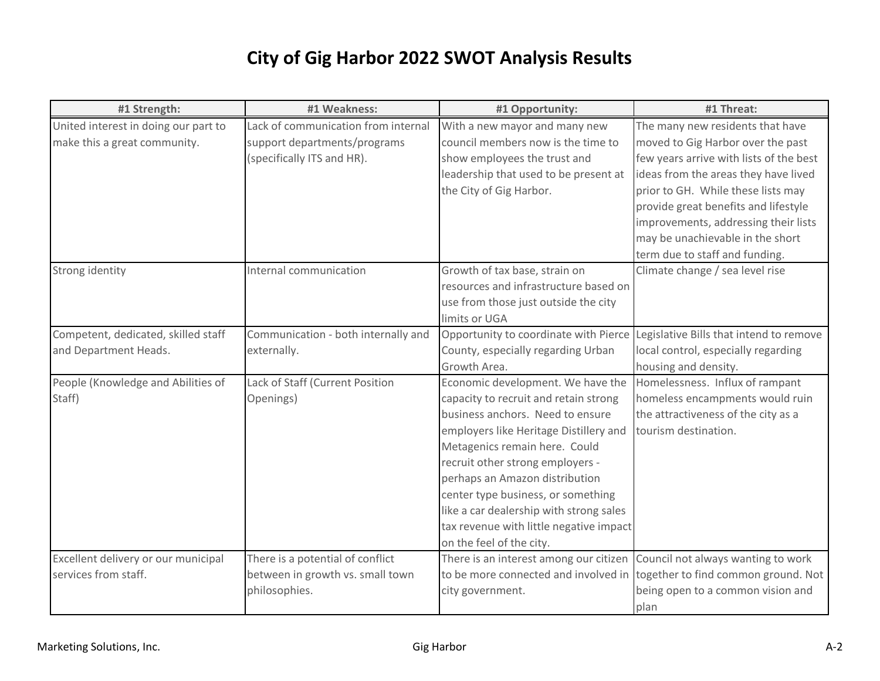# City of Gig Harbor 2022 SWOT Analysis Results

| #1 Strength: | #1 Weakness: | #1 Opportunity: | #1 Threat: |
|---|---|---|---|
| United interest in doing our part to make this a great community. | Lack of communication from internal support departments/programs (specifically ITS and HR). | With a new mayor and many new council members now is the time to show employees the trust and leadership that used to be present at the City of Gig Harbor. | The many new residents that have moved to Gig Harbor over the past few years arrive with lists of the best ideas from the areas they have lived prior to GH. While these lists may provide great benefits and lifestyle improvements, addressing their lists may be unachievable in the short term due to staff and funding. |
| Strong identity | Internal communication | Growth of tax base, strain on resources and infrastructure based on use from those just outside the city limits or UGA | Climate change / sea level rise |
| Competent, dedicated, skilled staff and Department Heads. | Communication - both internally and externally. | Opportunity to coordinate with Pierce County, especially regarding Urban Growth Area. | Legislative Bills that intend to remove local control, especially regarding housing and density. |
| People (Knowledge and Abilities of Staff) | Lack of Staff (Current Position Openings) | Economic development. We have the capacity to recruit and retain strong business anchors. Need to ensure employers like Heritage Distillery and Metagenics remain here. Could recruit other strong employers - perhaps an Amazon distribution center type business, or something like a car dealership with strong sales tax revenue with little negative impact on the feel of the city. | Homelessness. Influx of rampant homeless encampments would ruin the attractiveness of the city as a tourism destination. |
| Excellent delivery or our municipal services from staff. | There is a potential of conflict between in growth vs. small town philosophies. | There is an interest among our citizen to be more connected and involved in city government. | Council not always wanting to work together to find common ground. Not being open to a common vision and plan |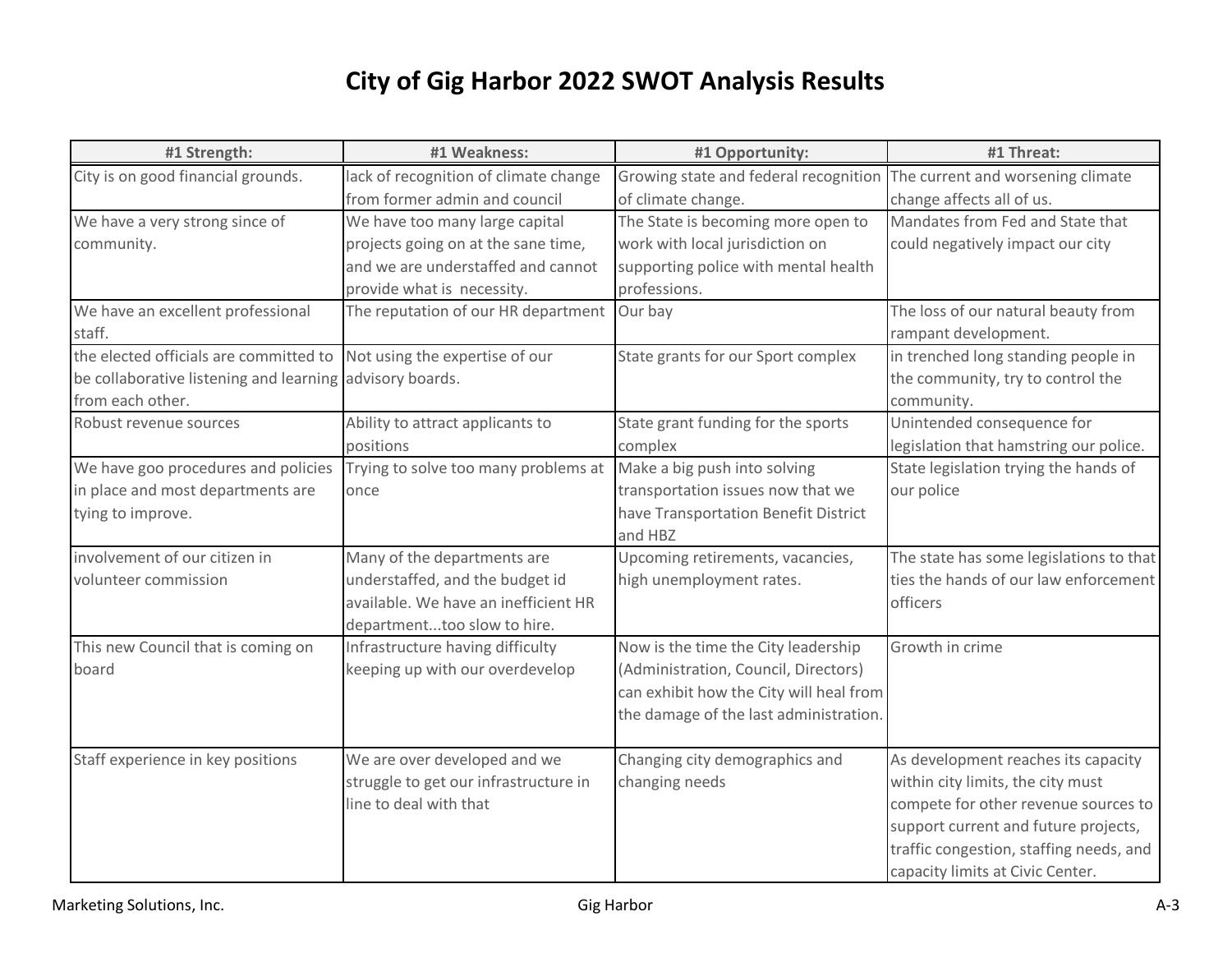# City of Gig Harbor 2022 SWOT Analysis Results

| #1 Strength: | #1 Weakness: | #1 Opportunity: | #1 Threat: |
|---|---|---|---|
| City is on good financial grounds. | lack of recognition of climate change from former admin and council | Growing state and federal recognition of climate change. | The current and worsening climate change affects all of us. |
| We have a very strong since of community. | We have too many large capital projects going on at the sane time, and we are understaffed and cannot provide what is necessity. | The State is becoming more open to work with local jurisdiction on supporting police with mental health professions. | Mandates from Fed and State that could negatively impact our city |
| We have an excellent professional staff. | The reputation of our HR department | Our bay | The loss of our natural beauty from rampant development. |
| the elected officials are committed to be collaborative listening and learning from each other. | Not using the expertise of our advisory boards. | State grants for our Sport complex | in trenched long standing people in the community, try to control the community. |
| Robust revenue sources | Ability to attract applicants to positions | State grant funding for the sports complex | Unintended consequence for legislation that hamstring our police. |
| We have goo procedures and policies in place and most departments are tying to improve. | Trying to solve too many problems at once | Make a big push into solving transportation issues now that we have Transportation Benefit District and HBZ | State legislation trying the hands of our police |
| involvement of our citizen in volunteer commission | Many of the departments are understaffed, and the budget id available. We have an inefficient HR department...too slow to hire. | Upcoming retirements, vacancies, high unemployment rates. | The state has some legislations to that ties the hands of our law enforcement officers |
| This new Council that is coming on board | Infrastructure having difficulty keeping up with our overdevelop | Now is the time the City leadership (Administration, Council, Directors) can exhibit how the City will heal from the damage of the last administration. | Growth in crime |
| Staff experience in key positions | We are over developed and we struggle to get our infrastructure in line to deal with that | Changing city demographics and changing needs | As development reaches its capacity within city limits, the city must compete for other revenue sources to support current and future projects, traffic congestion, staffing needs, and capacity limits at Civic Center. |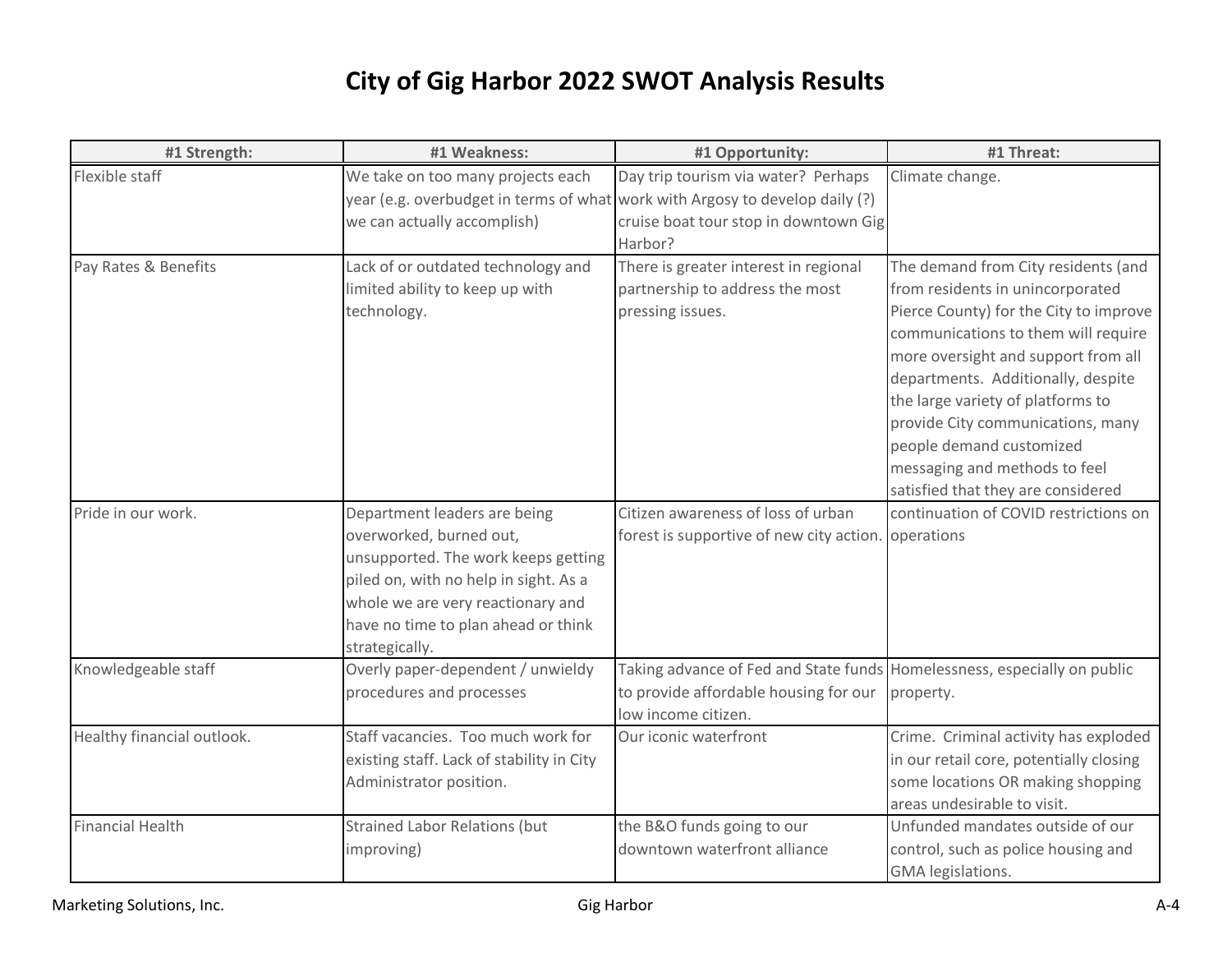# City of Gig Harbor 2022 SWOT Analysis Results

| #1 Strength: | #1 Weakness: | #1 Opportunity: | #1 Threat: |
|---|---|---|---|
| Flexible staff | We take on too many projects each year (e.g. overbudget in terms of what we can actually accomplish) | Day trip tourism via water? Perhaps work with Argosy to develop daily (?) cruise boat tour stop in downtown Gig Harbor? | Climate change. |
| Pay Rates & Benefits | Lack of or outdated technology and limited ability to keep up with technology. | There is greater interest in regional partnership to address the most pressing issues. | The demand from City residents (and from residents in unincorporated Pierce County) for the City to improve communications to them will require more oversight and support from all departments. Additionally, despite the large variety of platforms to provide City communications, many people demand customized messaging and methods to feel satisfied that they are considered |
| Pride in our work. | Department leaders are being overworked, burned out, unsupported. The work keeps getting piled on, with no help in sight. As a whole we are very reactionary and have no time to plan ahead or think strategically. | Citizen awareness of loss of urban forest is supportive of new city action. | continuation of COVID restrictions on operations |
| Knowledgeable staff | Overly paper-dependent / unwieldy procedures and processes | Taking advance of Fed and State funds to provide affordable housing for our low income citizen. | Homelessness, especially on public property. |
| Healthy financial outlook. | Staff vacancies. Too much work for existing staff. Lack of stability in City Administrator position. | Our iconic waterfront | Crime. Criminal activity has exploded in our retail core, potentially closing some locations OR making shopping areas undesirable to visit. |
| Financial Health | Strained Labor Relations (but improving) | the B&O funds going to our downtown waterfront alliance | Unfunded mandates outside of our control, such as police housing and GMA legislations. |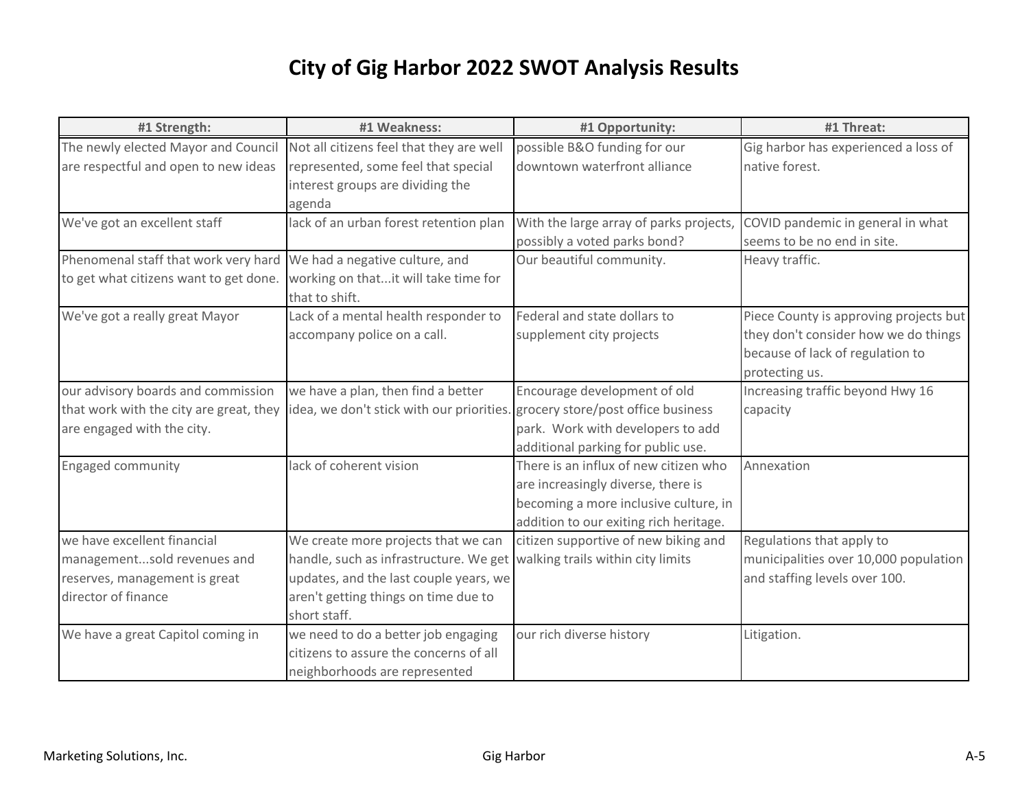# City of Gig Harbor 2022 SWOT Analysis Results

| #1 Strength: | #1 Weakness: | #1 Opportunity: | #1 Threat: |
|---|---|---|---|
| The newly elected Mayor and Council are respectful and open to new ideas | Not all citizens feel that they are well represented, some feel that special interest groups are dividing the agenda | possible B&O funding for our downtown waterfront alliance | Gig harbor has experienced a loss of native forest. |
| We've got an excellent staff | lack of an urban forest retention plan | With the large array of parks projects, possibly a voted parks bond? | COVID pandemic in general in what seems to be no end in site. |
| Phenomenal staff that work very hard to get what citizens want to get done. | We had a negative culture, and working on that...it will take time for that to shift. | Our beautiful community. | Heavy traffic. |
| We've got a really great Mayor | Lack of a mental health responder to accompany police on a call. | Federal and state dollars to supplement city projects | Piece County is approving projects but they don't consider how we do things because of lack of regulation to protecting us. |
| our advisory boards and commission that work with the city are great, they are engaged with the city. | we have a plan, then find a better idea, we don't stick with our priorities. | Encourage development of old grocery store/post office business park. Work with developers to add additional parking for public use. | Increasing traffic beyond Hwy 16 capacity |
| Engaged community | lack of coherent vision | There is an influx of new citizen who are increasingly diverse, there is becoming a more inclusive culture, in addition to our exiting rich heritage. | Annexation |
| we have excellent financial management...sold revenues and reserves, management is great director of finance | We create more projects that we can handle, such as infrastructure. We get updates, and the last couple years, we aren't getting things on time due to short staff. | citizen supportive of new biking and walking trails within city limits | Regulations that apply to municipalities over 10,000 population and staffing levels over 100. |
| We have a great Capitol coming in | we need to do a better job engaging citizens to assure the concerns of all neighborhoods are represented | our rich diverse history | Litigation. |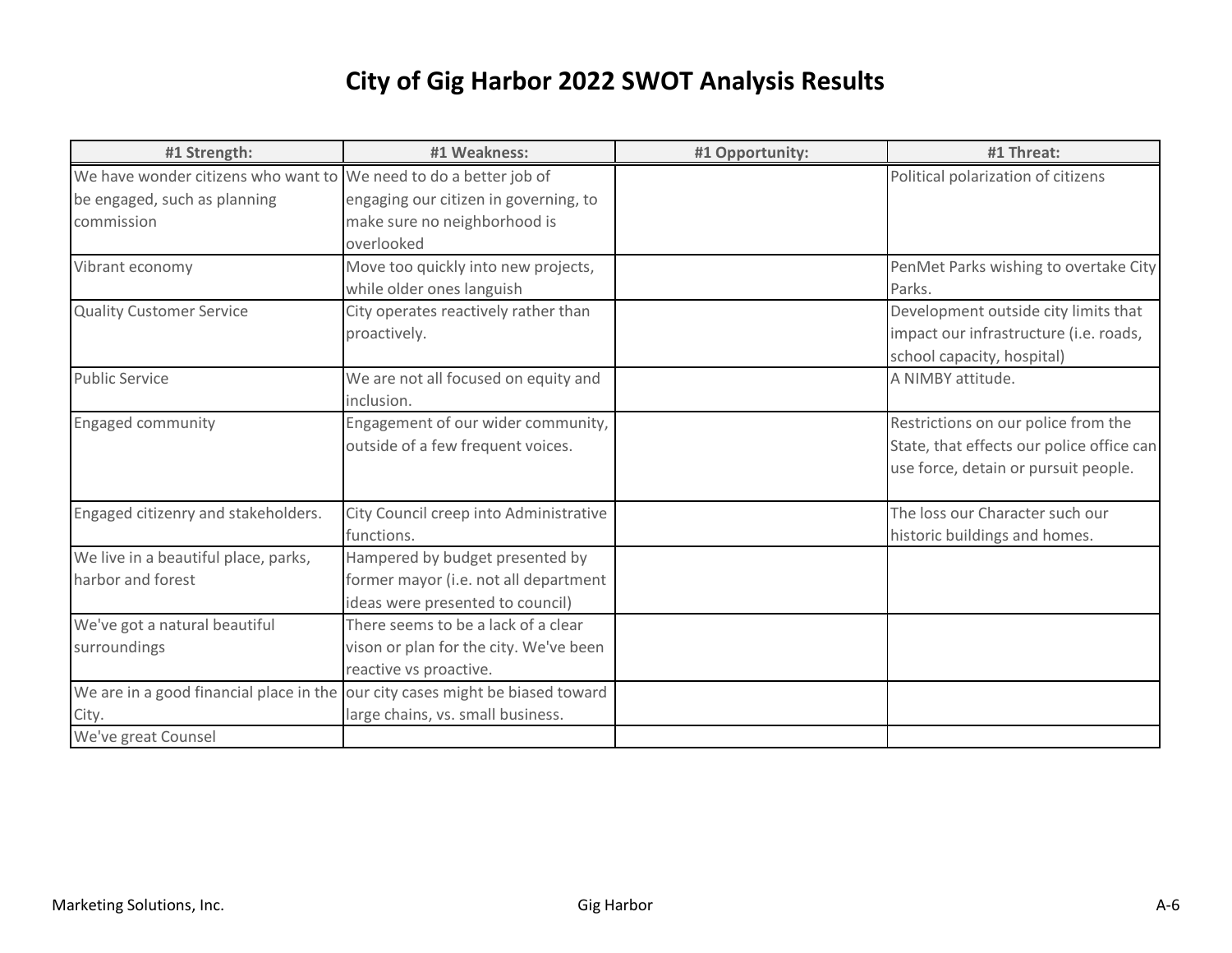# City of Gig Harbor 2022 SWOT Analysis Results

| #1 Strength: | #1 Weakness: | #1 Opportunity: | #1 Threat: |
|---|---|---|---|
| We have wonder citizens who want to be engaged, such as planning commission | We need to do a better job of engaging our citizen in governing, to make sure no neighborhood is overlooked | | Political polarization of citizens |
| Vibrant economy | Move too quickly into new projects, while older ones languish | | PenMet Parks wishing to overtake City Parks. |
| Quality Customer Service | City operates reactively rather than proactively. | | Development outside city limits that impact our infrastructure (i.e. roads, school capacity, hospital) |
| Public Service | We are not all focused on equity and inclusion. | | A NIMBY attitude. |
| Engaged community | Engagement of our wider community, outside of a few frequent voices. | | Restrictions on our police from the State, that effects our police office can use force, detain or pursuit people. |
| Engaged citizenry and stakeholders. | City Council creep into Administrative functions. | | The loss our Character such our historic buildings and homes. |
| We live in a beautiful place, parks, harbor and forest | Hampered by budget presented by former mayor (i.e. not all department ideas were presented to council) | | |
| We've got a natural beautiful surroundings | There seems to be a lack of a clear vison or plan for the city. We've been reactive vs proactive. | | |
| We are in a good financial place in the City. | our city cases might be biased toward large chains, vs. small business. | | |
| We've great Counsel | | | |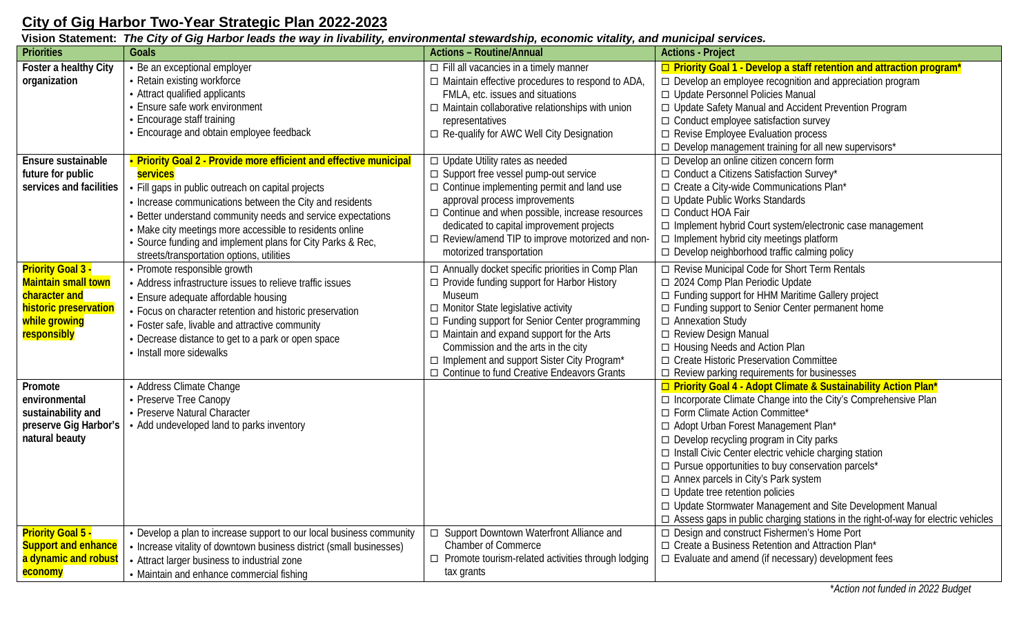# City of Gig Harbor Two-Year Strategic Plan 2022-2023

**Vision Statement:** ***The City of Gig Harbor leads the way in livability, environmental stewardship, economic vitality, and municipal services.***

| Priorities | Goals | Actions – Routine/Annual | Actions - Project |
|---|---|---|---|
| **Foster a healthy City organization** | • Be an exceptional employer<br>• Retain existing workforce<br>• Attract qualified applicants<br>• Ensure safe work environment<br>• Encourage staff training<br>• Encourage and obtain employee feedback | ☐ Fill all vacancies in a timely manner<br>☐ Maintain effective procedures to respond to ADA, FMLA, etc. issues and situations<br>☐ Maintain collaborative relationships with union representatives<br>☐ Re-qualify for AWC Well City Designation | ☐ **Priority Goal 1 - Develop a staff retention and attraction program***<br>☐ Develop an employee recognition and appreciation program<br>☐ Update Personnel Policies Manual<br>☐ Update Safety Manual and Accident Prevention Program<br>☐ Conduct employee satisfaction survey<br>☐ Revise Employee Evaluation process<br>☐ Develop management training for all new supervisors* |
| **Ensure sustainable future for public services and facilities** | • **Priority Goal 2 - Provide more efficient and effective municipal services**<br>• Fill gaps in public outreach on capital projects<br>• Increase communications between the City and residents<br>• Better understand community needs and service expectations<br>• Make city meetings more accessible to residents online<br>• Source funding and implement plans for City Parks & Rec, streets/transportation options, utilities | ☐ Update Utility rates as needed<br>☐ Support free vessel pump-out service<br>☐ Continue implementing permit and land use approval process improvements<br>☐ Continue and when possible, increase resources dedicated to capital improvement projects<br>☐ Review/amend TIP to improve motorized and non-motorized transportation | ☐ Develop an online citizen concern form<br>☐ Conduct a Citizens Satisfaction Survey*<br>☐ Create a City-wide Communications Plan*<br>☐ Update Public Works Standards<br>☐ Conduct HOA Fair<br>☐ Implement hybrid Court system/electronic case management<br>☐ Implement hybrid city meetings platform<br>☐ Develop neighborhood traffic calming policy |
| **Priority Goal 3 - Maintain small town character and historic preservation while growing responsibly** | • Promote responsible growth<br>• Address infrastructure issues to relieve traffic issues<br>• Ensure adequate affordable housing<br>• Focus on character retention and historic preservation<br>• Foster safe, livable and attractive community<br>• Decrease distance to get to a park or open space<br>• Install more sidewalks | ☐ Annually docket specific priorities in Comp Plan<br>☐ Provide funding support for Harbor History Museum<br>☐ Monitor State legislative activity<br>☐ Funding support for Senior Center programming<br>☐ Maintain and expand support for the Arts Commission and the arts in the city<br>☐ Implement and support Sister City Program*<br>☐ Continue to fund Creative Endeavors Grants | ☐ Revise Municipal Code for Short Term Rentals<br>☐ 2024 Comp Plan Periodic Update<br>☐ Funding support for HHM Maritime Gallery project<br>☐ Funding support to Senior Center permanent home<br>☐ Annexation Study<br>☐ Review Design Manual<br>☐ Housing Needs and Action Plan<br>☐ Create Historic Preservation Committee<br>☐ Review parking requirements for businesses |
| **Promote environmental sustainability and preserve Gig Harbor's natural beauty** | • Address Climate Change<br>• Preserve Tree Canopy<br>• Preserve Natural Character<br>• Add undeveloped land to parks inventory | | ☐ **Priority Goal 4 - Adopt Climate & Sustainability Action Plan***<br>☐ Incorporate Climate Change into the City's Comprehensive Plan<br>☐ Form Climate Action Committee*<br>☐ Adopt Urban Forest Management Plan*<br>☐ Develop recycling program in City parks<br>☐ Install Civic Center electric vehicle charging station<br>☐ Pursue opportunities to buy conservation parcels*<br>☐ Annex parcels in City's Park system<br>☐ Update tree retention policies<br>☐ Update Stormwater Management and Site Development Manual<br>☐ Assess gaps in public charging stations in the right-of-way for electric vehicles |
| **Priority Goal 5 - Support and enhance a dynamic and robust economy** | • Develop a plan to increase support to our local business community<br>• Increase vitality of downtown business district (small businesses)<br>• Attract larger business to industrial zone<br>• Maintain and enhance commercial fishing | ☐ Support Downtown Waterfront Alliance and Chamber of Commerce<br>☐ Promote tourism-related activities through lodging tax grants | ☐ Design and construct Fishermen's Home Port<br>☐ Create a Business Retention and Attraction Plan*<br>☐ Evaluate and amend (if necessary) development fees |

**Action not funded in 2022 Budget*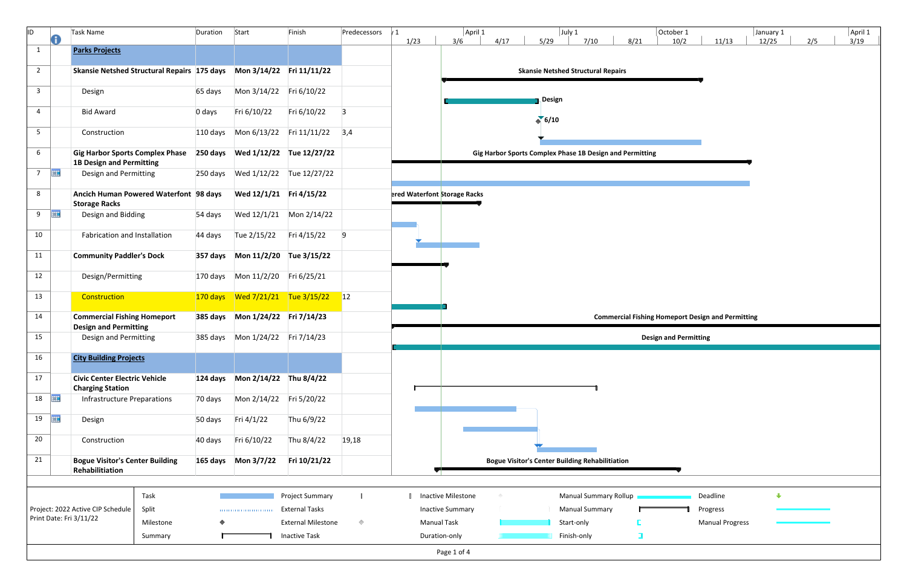| ID | Task Name | Duration | Start | Finish | Predecessors |
|---|---|---|---|---|---|
| 1 | **Parks Projects** | | | | |
| 2 | **Skansie Netshed Structural Repairs** | **175 days** | **Mon 3/14/22** | **Fri 11/11/22** | |
| 3 | Design | 65 days | Mon 3/14/22 | Fri 6/10/22 | |
| 4 | Bid Award | 0 days | Fri 6/10/22 | Fri 6/10/22 | 3 |
| 5 | Construction | 110 days | Mon 6/13/22 | Fri 11/11/22 | 3,4 |
| 6 | **Gig Harbor Sports Complex Phase 1B Design and Permitting** | **250 days** | **Wed 1/12/22** | **Tue 12/27/22** | |
| 7 | Design and Permitting | 250 days | Wed 1/12/22 | Tue 12/27/22 | |
| 8 | **Ancich Human Powered Waterfont Storage Racks** | **98 days** | **Wed 12/1/21** | **Fri 4/15/22** | |
| 9 | Design and Bidding | 54 days | Wed 12/1/21 | Mon 2/14/22 | |
| 10 | Fabrication and Installation | 44 days | Tue 2/15/22 | Fri 4/15/22 | 9 |
| 11 | **Community Paddler's Dock** | **357 days** | **Mon 11/2/20** | **Tue 3/15/22** | |
| 12 | Design/Permitting | 170 days | Mon 11/2/20 | Fri 6/25/21 | |
| 13 | Construction | 170 days | Wed 7/21/21 | Tue 3/15/22 | 12 |
| 14 | **Commercial Fishing Homeport Design and Permitting** | **385 days** | **Mon 1/24/22** | **Fri 7/14/23** | |
| 15 | Design and Permitting | 385 days | Mon 1/24/22 | Fri 7/14/23 | |
| 16 | **City Building Projects** | | | | |
| 17 | **Civic Center Electric Vehicle Charging Station** | **124 days** | **Mon 2/14/22** | **Thu 8/4/22** | |
| 18 | Infrastructure Preparations | 70 days | Mon 2/14/22 | Fri 5/20/22 | |
| 19 | Design | 50 days | Fri 4/1/22 | Thu 6/9/22 | |
| 20 | Construction | 40 days | Fri 6/10/22 | Thu 8/4/22 | 19,18 |
| 21 | **Bogue Visitor's Center Building Rehabilitiation** | **165 days** | **Mon 3/7/22** | **Fri 10/21/22** | |

Project: 2022 Active CIP Schedule
Print Date: Fri 3/11/22

Legend: Task, Split, Milestone, Summary, Project Summary, External Tasks, External Milestone, Inactive Task, Inactive Milestone, Inactive Summary, Manual Task, Duration-only, Manual Summary Rollup, Manual Summary, Start-only, Finish-only, Deadline, Progress, Manual Progress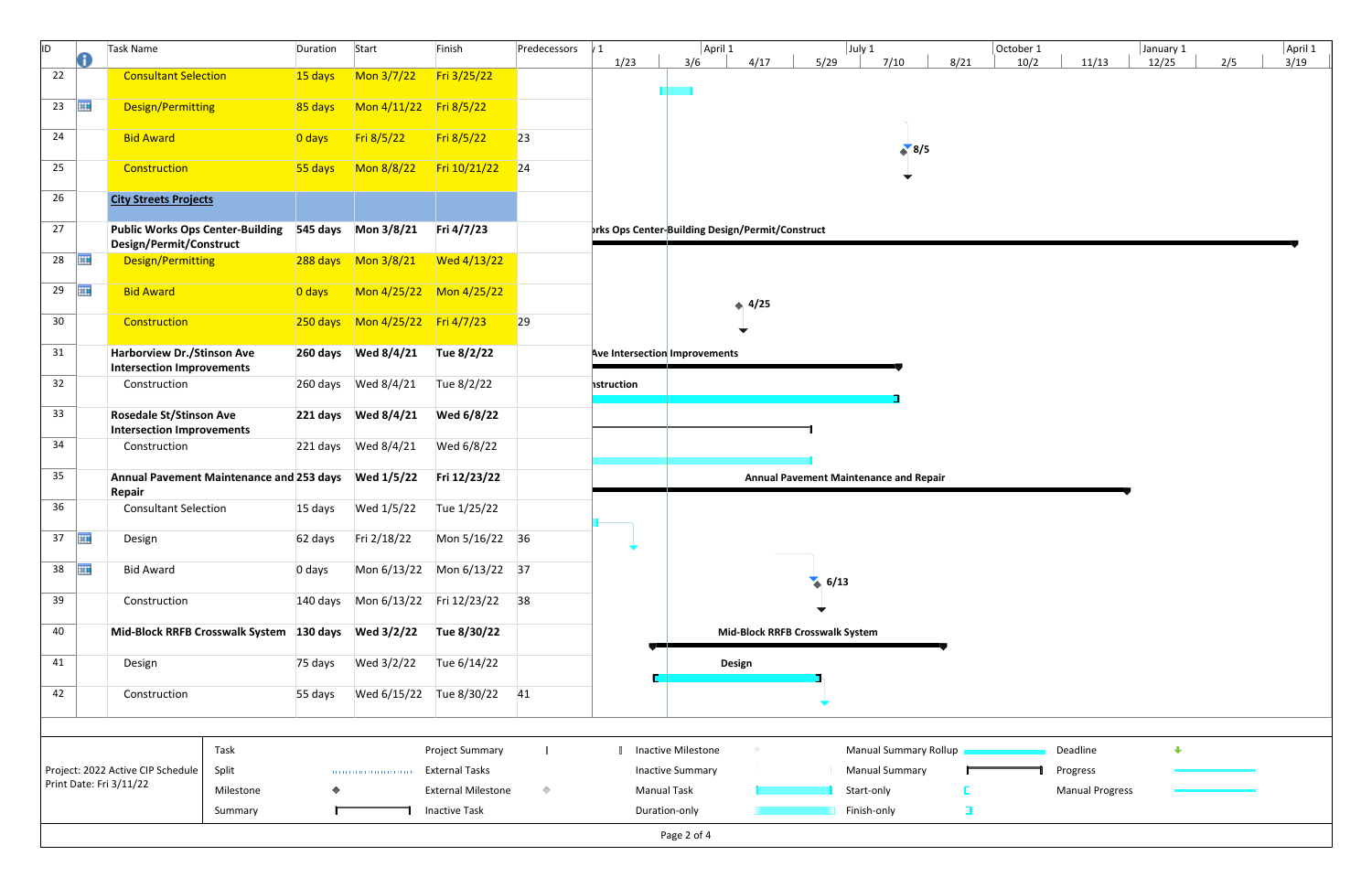| ID | Task Name | Duration | Start | Finish | Predecessors |
|---|---|---|---|---|---|
| 22 | Consultant Selection | 15 days | Mon 3/7/22 | Fri 3/25/22 | |
| 23 | Design/Permitting | 85 days | Mon 4/11/22 | Fri 8/5/22 | |
| 24 | Bid Award | 0 days | Fri 8/5/22 | Fri 8/5/22 | 23 |
| 25 | Construction | 55 days | Mon 8/8/22 | Fri 10/21/22 | 24 |
| 26 | **City Streets Projects** | | | | |
| 27 | **Public Works Ops Center-Building Design/Permit/Construct** | **545 days** | **Mon 3/8/21** | **Fri 4/7/23** | |
| 28 | Design/Permitting | 288 days | Mon 3/8/21 | Wed 4/13/22 | |
| 29 | Bid Award | 0 days | Mon 4/25/22 | Mon 4/25/22 | |
| 30 | Construction | 250 days | Mon 4/25/22 | Fri 4/7/23 | 29 |
| 31 | **Harborview Dr./Stinson Ave Intersection Improvements** | **260 days** | **Wed 8/4/21** | **Tue 8/2/22** | |
| 32 | Construction | 260 days | Wed 8/4/21 | Tue 8/2/22 | |
| 33 | **Rosedale St/Stinson Ave Intersection Improvements** | **221 days** | **Wed 8/4/21** | **Wed 6/8/22** | |
| 34 | Construction | 221 days | Wed 8/4/21 | Wed 6/8/22 | |
| 35 | **Annual Pavement Maintenance and Repair** | **253 days** | **Wed 1/5/22** | **Fri 12/23/22** | |
| 36 | Consultant Selection | 15 days | Wed 1/5/22 | Tue 1/25/22 | |
| 37 | Design | 62 days | Fri 2/18/22 | Mon 5/16/22 | 36 |
| 38 | Bid Award | 0 days | Mon 6/13/22 | Mon 6/13/22 | 37 |
| 39 | Construction | 140 days | Mon 6/13/22 | Fri 12/23/22 | 38 |
| 40 | **Mid-Block RRFB Crosswalk System** | **130 days** | **Wed 3/2/22** | **Tue 8/30/22** | |
| 41 | Design | 75 days | Wed 3/2/22 | Tue 6/14/22 | |
| 42 | Construction | 55 days | Wed 6/15/22 | Tue 8/30/22 | 41 |

Project: 2022 Active CIP Schedule
Print Date: Fri 3/11/22

Legend: Task, Split, Milestone, Summary, Project Summary, External Tasks, External Milestone, Inactive Task, Inactive Milestone, Inactive Summary, Manual Task, Duration-only, Manual Summary Rollup, Manual Summary, Start-only, Finish-only, Deadline, Progress, Manual Progress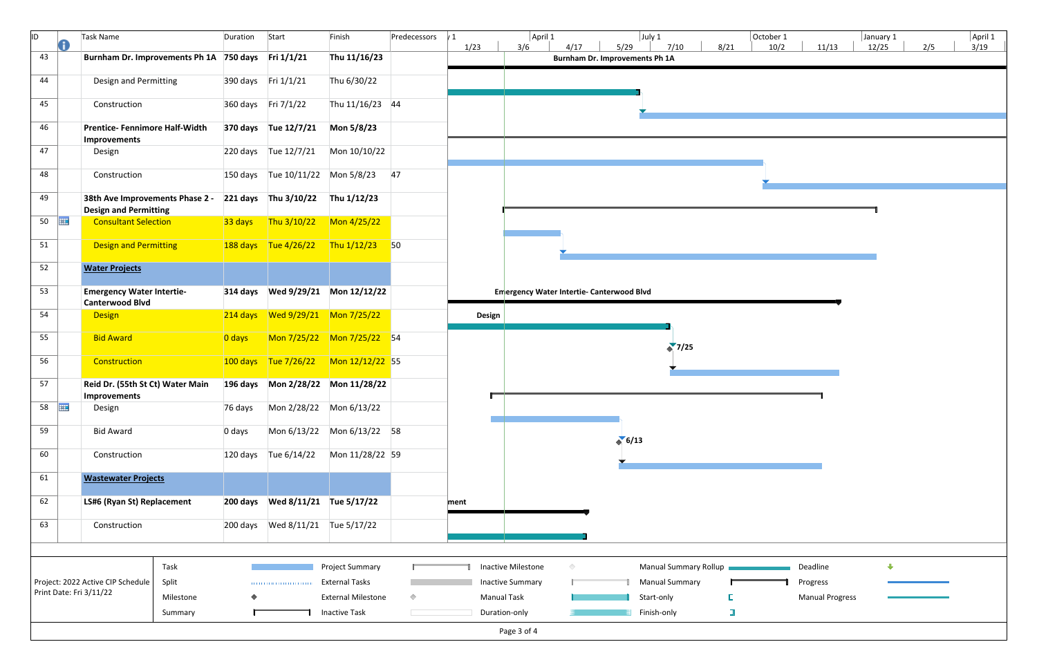| ID | Task Name | Duration | Start | Finish | Predecessors |
|---|---|---|---|---|---|
| 43 | **Burnham Dr. Improvements Ph 1A** | **750 days** | **Fri 1/1/21** | **Thu 11/16/23** | |
| 44 | Design and Permitting | 390 days | Fri 1/1/21 | Thu 6/30/22 | |
| 45 | Construction | 360 days | Fri 7/1/22 | Thu 11/16/23 | 44 |
| 46 | **Prentice- Fennimore Half-Width Improvements** | **370 days** | **Tue 12/7/21** | **Mon 5/8/23** | |
| 47 | Design | 220 days | Tue 12/7/21 | Mon 10/10/22 | |
| 48 | Construction | 150 days | Tue 10/11/22 | Mon 5/8/23 | 47 |
| 49 | **38th Ave Improvements Phase 2 - Design and Permitting** | **221 days** | **Thu 3/10/22** | **Thu 1/12/23** | |
| 50 | Consultant Selection | 33 days | Thu 3/10/22 | Mon 4/25/22 | |
| 51 | Design and Permitting | 188 days | Tue 4/26/22 | Thu 1/12/23 | 50 |
| 52 | **Water Projects** | | | | |
| 53 | **Emergency Water Intertie- Canterwood Blvd** | **314 days** | **Wed 9/29/21** | **Mon 12/12/22** | |
| 54 | Design | 214 days | Wed 9/29/21 | Mon 7/25/22 | |
| 55 | Bid Award | 0 days | Mon 7/25/22 | Mon 7/25/22 | 54 |
| 56 | Construction | 100 days | Tue 7/26/22 | Mon 12/12/22 | 55 |
| 57 | **Reid Dr. (55th St Ct) Water Main Improvements** | **196 days** | **Mon 2/28/22** | **Mon 11/28/22** | |
| 58 | Design | 76 days | Mon 2/28/22 | Mon 6/13/22 | |
| 59 | Bid Award | 0 days | Mon 6/13/22 | Mon 6/13/22 | 58 |
| 60 | Construction | 120 days | Tue 6/14/22 | Mon 11/28/22 | 59 |
| 61 | **Wastewater Projects** | | | | |
| 62 | **LS#6 (Ryan St) Replacement** | **200 days** | **Wed 8/11/21** | **Tue 5/17/22** | |
| 63 | Construction | 200 days | Wed 8/11/21 | Tue 5/17/22 | |

Project: 2022 Active CIP Schedule
Print Date: Fri 3/11/22

Legend: Task, Split, Milestone, Summary, Project Summary, External Tasks, External Milestone, Inactive Task, Inactive Milestone, Inactive Summary, Manual Task, Duration-only, Manual Summary Rollup, Manual Summary, Start-only, Finish-only, Deadline, Progress, Manual Progress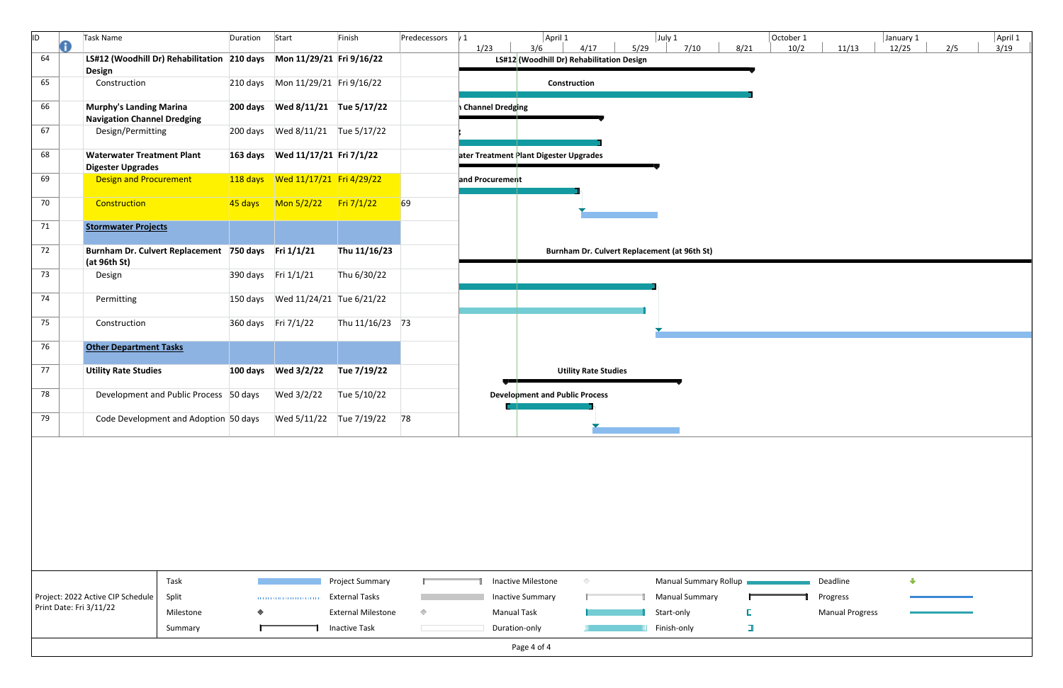| ID | | Task Name | Duration | Start | Finish | Predecessors |
|---|---|---|---|---|---|---|
| 64 | | **LS#12 (Woodhill Dr) Rehabilitation Design** | **210 days** | **Mon 11/29/21** | **Fri 9/16/22** | |
| 65 | | Construction | 210 days | Mon 11/29/21 | Fri 9/16/22 | |
| 66 | | **Murphy's Landing Marina Navigation Channel Dredging** | **200 days** | **Wed 8/11/21** | **Tue 5/17/22** | |
| 67 | | Design/Permitting | 200 days | Wed 8/11/21 | Tue 5/17/22 | |
| 68 | | **Waterwater Treatment Plant Digester Upgrades** | **163 days** | **Wed 11/17/21** | **Fri 7/1/22** | |
| 69 | | Design and Procurement | 118 days | Wed 11/17/21 | Fri 4/29/22 | |
| 70 | | Construction | 45 days | Mon 5/2/22 | Fri 7/1/22 | 69 |
| 71 | | **Stormwater Projects** | | | | |
| 72 | | **Burnham Dr. Culvert Replacement (at 96th St)** | **750 days** | **Fri 1/1/21** | **Thu 11/16/23** | |
| 73 | | Design | 390 days | Fri 1/1/21 | Thu 6/30/22 | |
| 74 | | Permitting | 150 days | Wed 11/24/21 | Tue 6/21/22 | |
| 75 | | Construction | 360 days | Fri 7/1/22 | Thu 11/16/23 | 73 |
| 76 | | **Other Department Tasks** | | | | |
| 77 | | **Utility Rate Studies** | **100 days** | **Wed 3/2/22** | **Tue 7/19/22** | |
| 78 | | Development and Public Process | 50 days | Wed 3/2/22 | Tue 5/10/22 | |
| 79 | | Code Development and Adoption | 50 days | Wed 5/11/22 | Tue 7/19/22 | 78 |

Project: 2022 Active CIP Schedule
Print Date: Fri 3/11/22

Task, Split, Milestone, Summary, Project Summary, External Tasks, External Milestone, Inactive Task, Inactive Milestone, Inactive Summary, Manual Task, Duration-only, Manual Summary Rollup, Manual Summary, Start-only, Finish-only, Deadline, Progress, Manual Progress